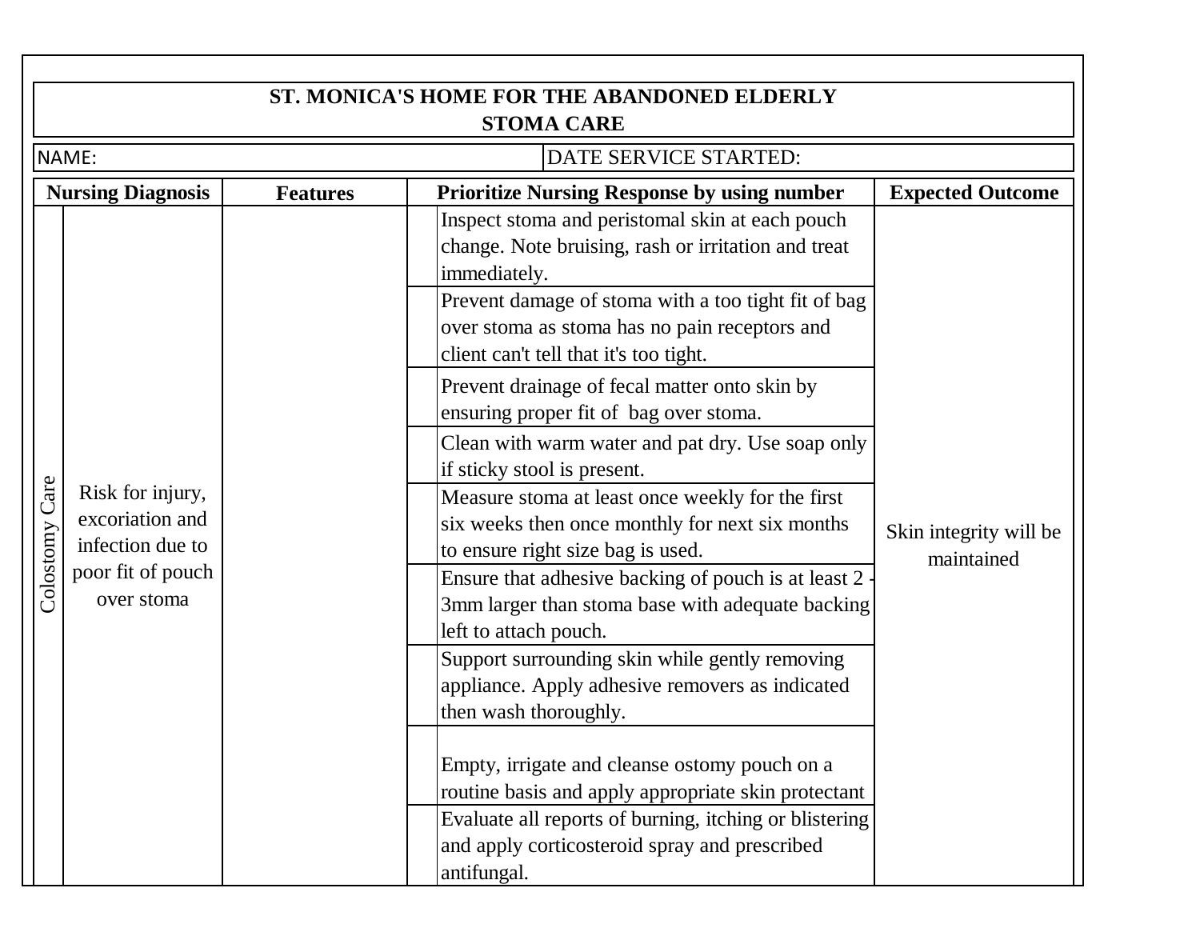# ST. MONICA'S HOME FOR THE ABANDONED ELDERLY
## STOMA CARE

| NAME: | DATE SERVICE STARTED: |
|---|---|

| Nursing Diagnosis | | Features | Prioritize Nursing Response by using number | | Expected Outcome |
|---|---|---|---|---|---|
| Colostomy Care | Risk for injury, excoriation and infection due to poor fit of pouch over stoma | | | Inspect stoma and peristomal skin at each pouch change. Note bruising, rash or irritation and treat immediately. | Skin integrity will be maintained |
| | | | | Prevent damage of stoma with a too tight fit of bag over stoma as stoma has no pain receptors and client can't tell that it's too tight. | |
| | | | | Prevent drainage of fecal matter onto skin by ensuring proper fit of bag over stoma. | |
| | | | | Clean with warm water and pat dry. Use soap only if sticky stool is present. | |
| | | | | Measure stoma at least once weekly for the first six weeks then once monthly for next six months to ensure right size bag is used. | |
| | | | | Ensure that adhesive backing of pouch is at least 2 - 3mm larger than stoma base with adequate backing left to attach pouch. | |
| | | | | Support surrounding skin while gently removing appliance. Apply adhesive removers as indicated then wash thoroughly. | |
| | | | | Empty, irrigate and cleanse ostomy pouch on a routine basis and apply appropriate skin protectant | |
| | | | | Evaluate all reports of burning, itching or blistering and apply corticosteroid spray and prescribed antifungal. | |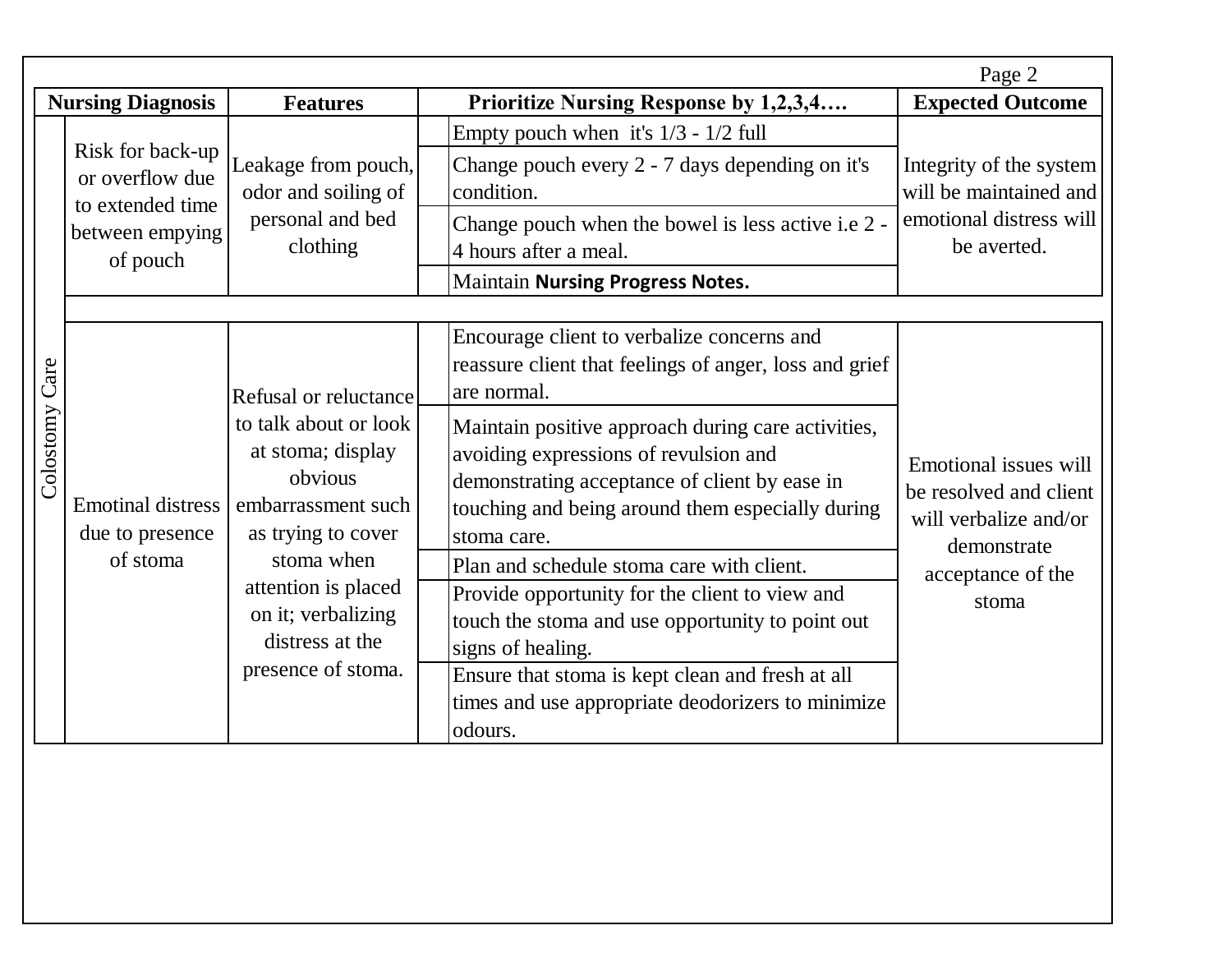| Nursing Diagnosis | | Features | Prioritize Nursing Response by 1,2,3,4…. | | Expected Outcome |
|---|---|---|---|---|---|
| Colostomy Care | Risk for back-up or overflow due to extended time between empying of pouch | Leakage from pouch, odor and soiling of personal and bed clothing | | Empty pouch when it's 1/3 - 1/2 full | Integrity of the system will be maintained and emotional distress will be averted. |
| | | | | Change pouch every 2 - 7 days depending on it's condition. | |
| | | | | Change pouch when the bowel is less active i.e 2 - 4 hours after a meal. | |
| | | | | Maintain **Nursing Progress Notes.** | |
| | Emotinal distress due to presence of stoma | Refusal or reluctance to talk about or look at stoma; display obvious embarrassment such as trying to cover stoma when attention is placed on it; verbalizing distress at the presence of stoma. | | Encourage client to verbalize concerns and reassure client that feelings of anger, loss and grief are normal. | Emotional issues will be resolved and client will verbalize and/or demonstrate acceptance of the stoma |
| | | | | Maintain positive approach during care activities, avoiding expressions of revulsion and demonstrating acceptance of client by ease in touching and being around them especially during stoma care. | |
| | | | | Plan and schedule stoma care with client. | |
| | | | | Provide opportunity for the client to view and touch the stoma and use opportunity to point out signs of healing. | |
| | | | | Ensure that stoma is kept clean and fresh at all times and use appropriate deodorizers to minimize odours. | |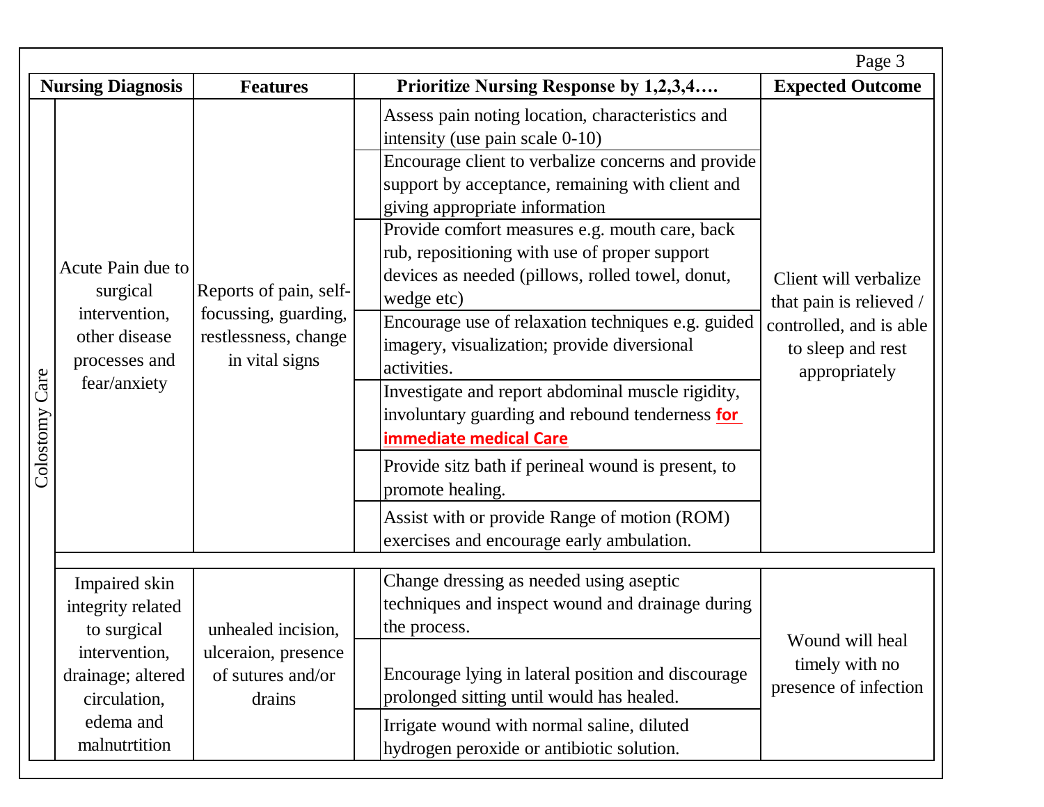| | Nursing Diagnosis | Features | Prioritize Nursing Response by 1,2,3,4…. | | Expected Outcome |
|---|---|---|---|---|---|
| Colostomy Care | Acute Pain due to surgical intervention, other disease processes and fear/anxiety | Reports of pain, self-focussing, guarding, restlessness, change in vital signs | | Assess pain noting location, characteristics and intensity (use pain scale 0-10) | Client will verbalize that pain is relieved / controlled, and is able to sleep and rest appropriately |
| | | | | Encourage client to verbalize concerns and provide support by acceptance, remaining with client and giving appropriate information | |
| | | | | Provide comfort measures e.g. mouth care, back rub, repositioning with use of proper support devices as needed (pillows, rolled towel, donut, wedge etc) | |
| | | | | Encourage use of relaxation techniques e.g. guided imagery, visualization; provide diversional activities. | |
| | | | | Investigate and report abdominal muscle rigidity, involuntary guarding and rebound tenderness **for immediate medical Care** | |
| | | | | Provide sitz bath if perineal wound is present, to promote healing. | |
| | | | | Assist with or provide Range of motion (ROM) exercises and encourage early ambulation. | |
| | Impaired skin integrity related to surgical intervention, drainage; altered circulation, edema and malnutrtition | unhealed incision, ulceraion, presence of sutures and/or drains | | Change dressing as needed using aseptic techniques and inspect wound and drainage during the process. | Wound will heal timely with no presence of infection |
| | | | | Encourage lying in lateral position and discourage prolonged sitting until would has healed. | |
| | | | | Irrigate wound with normal saline, diluted hydrogen peroxide or antibiotic solution. | |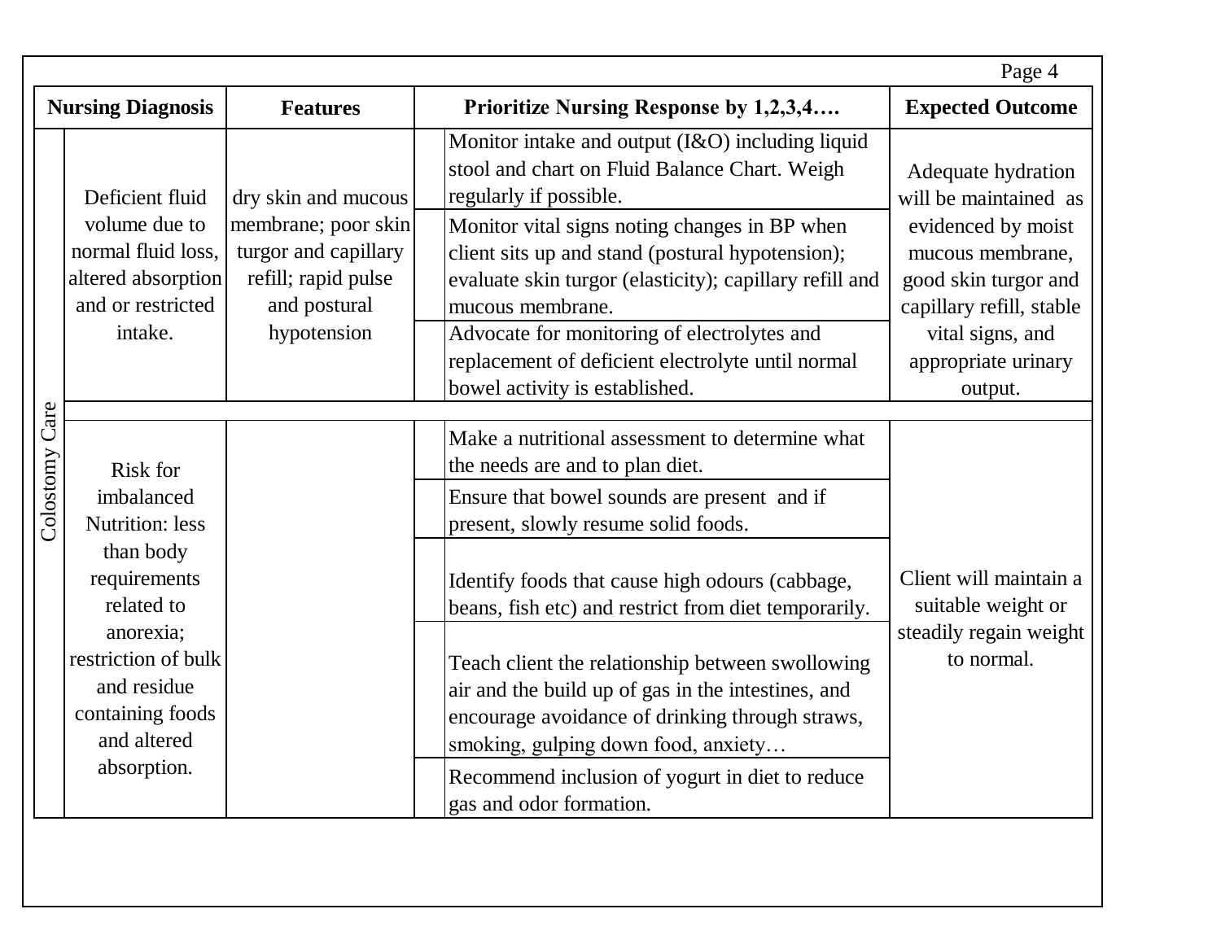| Nursing Diagnosis | | Features | Prioritize Nursing Response by 1,2,3,4…. | | Expected Outcome |
|---|---|---|---|---|---|
| Colostomy Care | Deficient fluid volume due to normal fluid loss, altered absorption and or restricted intake. | dry skin and mucous membrane; poor skin turgor and capillary refill; rapid pulse and postural hypotension | | Monitor intake and output (I&O) including liquid stool and chart on Fluid Balance Chart. Weigh regularly if possible. | Adequate hydration will be maintained as evidenced by moist mucous membrane, good skin turgor and capillary refill, stable vital signs, and appropriate urinary output. |
| | | | | Monitor vital signs noting changes in BP when client sits up and stand (postural hypotension); evaluate skin turgor (elasticity); capillary refill and mucous membrane. | |
| | | | | Advocate for monitoring of electrolytes and replacement of deficient electrolyte until normal bowel activity is established. | |
| | | | | | |
| | Risk for imbalanced Nutrition: less than body requirements related to anorexia; restriction of bulk and residue containing foods and altered absorption. | | | Make a nutritional assessment to determine what the needs are and to plan diet. | Client will maintain a suitable weight or steadily regain weight to normal. |
| | | | | Ensure that bowel sounds are present and if present, slowly resume solid foods. | |
| | | | | Identify foods that cause high odours (cabbage, beans, fish etc) and restrict from diet temporarily. | |
| | | | | Teach client the relationship between swollowing air and the build up of gas in the intestines, and encourage avoidance of drinking through straws, smoking, gulping down food, anxiety… | |
| | | | | Recommend inclusion of yogurt in diet to reduce gas and odor formation. | |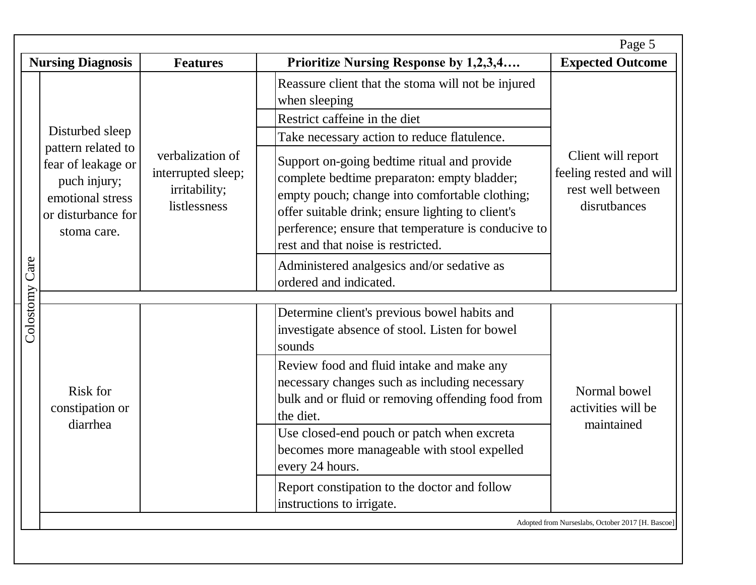| | Nursing Diagnosis | Features | Prioritize Nursing Response by 1,2,3,4…. | | Expected Outcome |
|---|---|---|---|---|---|
| Colostomy Care | Disturbed sleep pattern related to fear of leakage or puch injury; emotional stress or disturbance for stoma care. | verbalization of interrupted sleep; irritability; listlessness | | Reassure client that the stoma will not be injured when sleeping | Client will report feeling rested and will rest well between disrutbances |
| | | | | Restrict caffeine in the diet | |
| | | | | Take necessary action to reduce flatulence. | |
| | | | | Support on-going bedtime ritual and provide complete bedtime preparaton: empty bladder; empty pouch; change into comfortable clothing; offer suitable drink; ensure lighting to client's perference; ensure that temperature is conducive to rest and that noise is restricted. | |
| | | | | Administered analgesics and/or sedative as ordered and indicated. | |
| | Risk for constipation or diarrhea | | | Determine client's previous bowel habits and investigate absence of stool. Listen for bowel sounds | Normal bowel activities will be maintained |
| | | | | Review food and fluid intake and make any necessary changes such as including necessary bulk and or fluid or removing offending food from the diet. | |
| | | | | Use closed-end pouch or patch when excreta becomes more manageable with stool expelled every 24 hours. | |
| | | | | Report constipation to the doctor and follow instructions to irrigate. | |

Adopted from Nurseslabs, October 2017 [H. Bascoe]